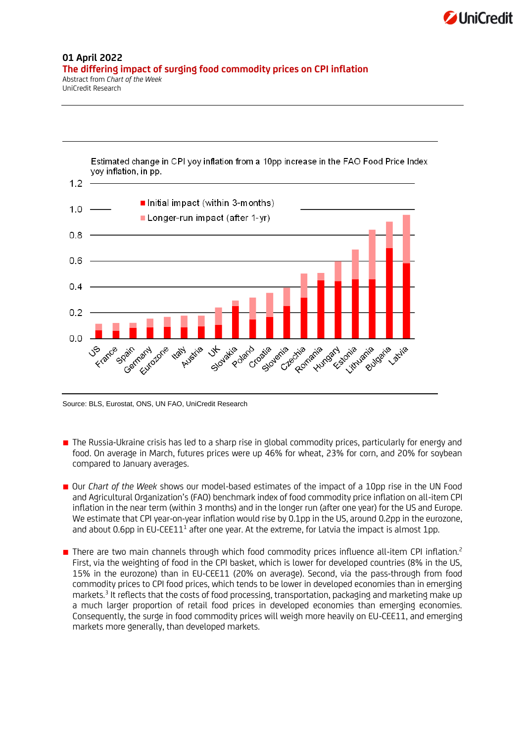**01 April 2022**

## The differing impact of surging food commodity prices on CPI inflation

Abstract from *Chart of the Week*
UniCredit Research

Estimated change in CPI yoy inflation from a 10pp increase in the FAO Food Price Index yoy inflation, in pp.

Source: BLS, Eurostat, ONS, UN FAO, UniCredit Research

- The Russia-Ukraine crisis has led to a sharp rise in global commodity prices, particularly for energy and food. On average in March, futures prices were up 46% for wheat, 23% for corn, and 20% for soybean compared to January averages.

- Our *Chart of the Week* shows our model-based estimates of the impact of a 10pp rise in the UN Food and Agricultural Organization's (FAO) benchmark index of food commodity price inflation on all-item CPI inflation in the near term (within 3 months) and in the longer run (after one year) for the US and Europe. We estimate that CPI year-on-year inflation would rise by 0.1pp in the US, around 0.2pp in the eurozone, and about 0.6pp in EU-CEE11[1] after one year. At the extreme, for Latvia the impact is almost 1pp.

- There are two main channels through which food commodity prices influence all-item CPI inflation.[2] First, via the weighting of food in the CPI basket, which is lower for developed countries (8% in the US, 15% in the eurozone) than in EU-CEE11 (20% on average). Second, via the pass-through from food commodity prices to CPI food prices, which tends to be lower in developed economies than in emerging markets.[3] It reflects that the costs of food processing, transportation, packaging and marketing make up a much larger proportion of retail food prices in developed economies than emerging economies. Consequently, the surge in food commodity prices will weigh more heavily on EU-CEE11, and emerging markets more generally, than developed markets.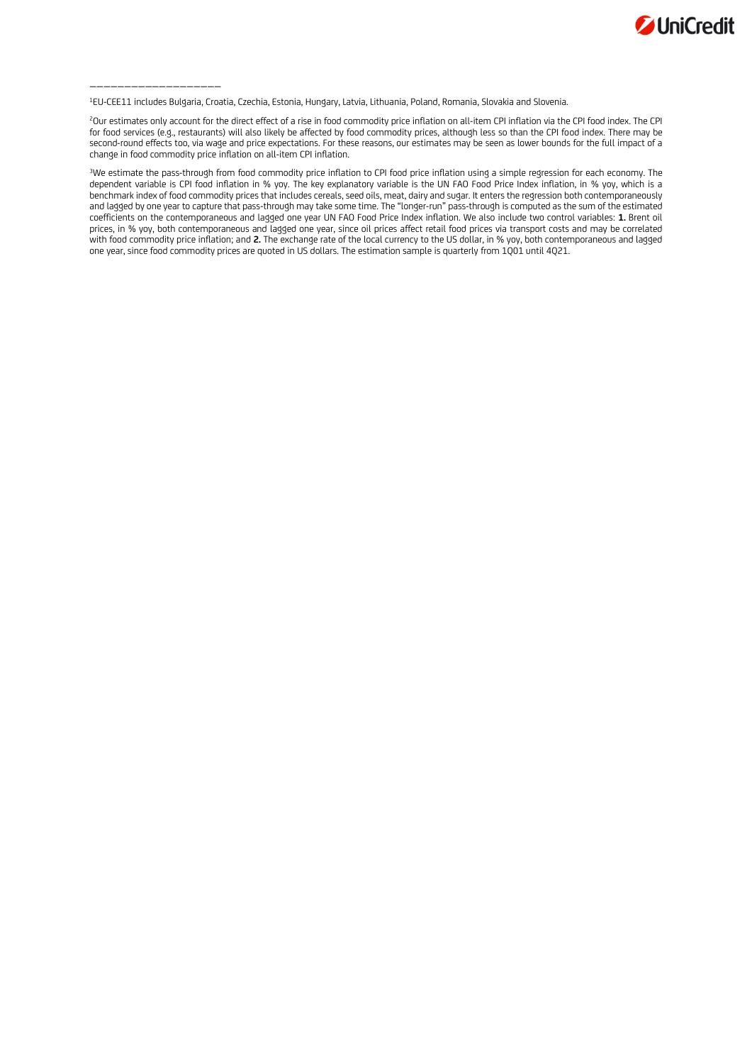[1]EU-CEE11 includes Bulgaria, Croatia, Czechia, Estonia, Hungary, Latvia, Lithuania, Poland, Romania, Slovakia and Slovenia.

[2]Our estimates only account for the direct effect of a rise in food commodity price inflation on all-item CPI inflation via the CPI food index. The CPI for food services (e.g., restaurants) will also likely be affected by food commodity prices, although less so than the CPI food index. There may be second-round effects too, via wage and price expectations. For these reasons, our estimates may be seen as lower bounds for the full impact of a change in food commodity price inflation on all-item CPI inflation.

[3]We estimate the pass-through from food commodity price inflation to CPI food price inflation using a simple regression for each economy. The dependent variable is CPI food inflation in % yoy. The key explanatory variable is the UN FAO Food Price Index inflation, in % yoy, which is a benchmark index of food commodity prices that includes cereals, seed oils, meat, dairy and sugar. It enters the regression both contemporaneously and lagged by one year to capture that pass-through may take some time. The "longer-run" pass-through is computed as the sum of the estimated coefficients on the contemporaneous and lagged one year UN FAO Food Price Index inflation. We also include two control variables: **1.** Brent oil prices, in % yoy, both contemporaneous and lagged one year, since oil prices affect retail food prices via transport costs and may be correlated with food commodity price inflation; and **2.** The exchange rate of the local currency to the US dollar, in % yoy, both contemporaneous and lagged one year, since food commodity prices are quoted in US dollars. The estimation sample is quarterly from 1Q01 until 4Q21.